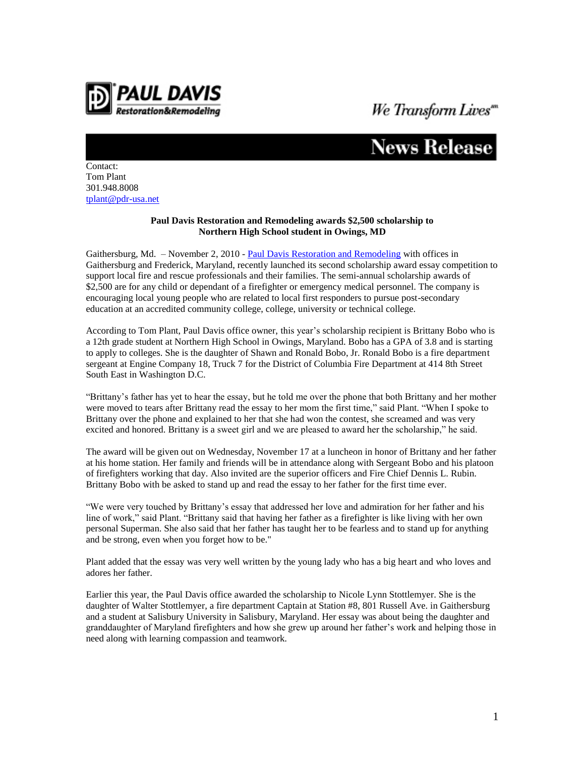**PAUL DAVIS** Restoration&Remodeling

*We Transform Lives*℠

# News Release

Contact:
Tom Plant
301.948.8008
tplant@pdr-usa.net

**Paul Davis Restoration and Remodeling awards $2,500 scholarship to Northern High School student in Owings, MD**

Gaithersburg, Md. – November 2, 2010 - Paul Davis Restoration and Remodeling with offices in Gaithersburg and Frederick, Maryland, recently launched its second scholarship award essay competition to support local fire and rescue professionals and their families. The semi-annual scholarship awards of $2,500 are for any child or dependant of a firefighter or emergency medical personnel. The company is encouraging local young people who are related to local first responders to pursue post-secondary education at an accredited community college, college, university or technical college.

According to Tom Plant, Paul Davis office owner, this year's scholarship recipient is Brittany Bobo who is a 12th grade student at Northern High School in Owings, Maryland. Bobo has a GPA of 3.8 and is starting to apply to colleges. She is the daughter of Shawn and Ronald Bobo, Jr. Ronald Bobo is a fire department sergeant at Engine Company 18, Truck 7 for the District of Columbia Fire Department at 414 8th Street South East in Washington D.C.

"Brittany's father has yet to hear the essay, but he told me over the phone that both Brittany and her mother were moved to tears after Brittany read the essay to her mom the first time," said Plant. "When I spoke to Brittany over the phone and explained to her that she had won the contest, she screamed and was very excited and honored. Brittany is a sweet girl and we are pleased to award her the scholarship," he said.

The award will be given out on Wednesday, November 17 at a luncheon in honor of Brittany and her father at his home station. Her family and friends will be in attendance along with Sergeant Bobo and his platoon of firefighters working that day. Also invited are the superior officers and Fire Chief Dennis L. Rubin. Brittany Bobo with be asked to stand up and read the essay to her father for the first time ever.

"We were very touched by Brittany's essay that addressed her love and admiration for her father and his line of work," said Plant. "Brittany said that having her father as a firefighter is like living with her own personal Superman. She also said that her father has taught her to be fearless and to stand up for anything and be strong, even when you forget how to be."

Plant added that the essay was very well written by the young lady who has a big heart and who loves and adores her father.

Earlier this year, the Paul Davis office awarded the scholarship to Nicole Lynn Stottlemyer. She is the daughter of Walter Stottlemyer, a fire department Captain at Station #8, 801 Russell Ave. in Gaithersburg and a student at Salisbury University in Salisbury, Maryland. Her essay was about being the daughter and granddaughter of Maryland firefighters and how she grew up around her father's work and helping those in need along with learning compassion and teamwork.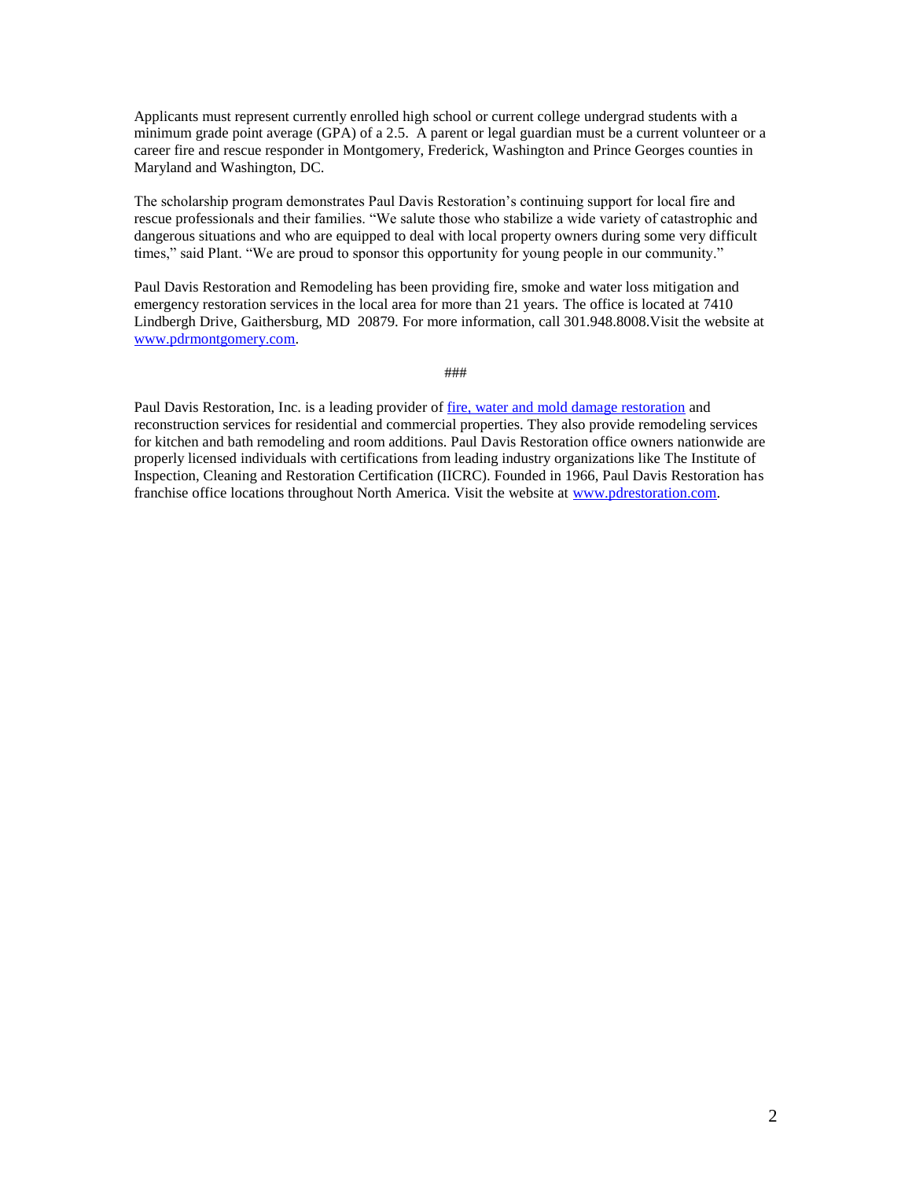Applicants must represent currently enrolled high school or current college undergrad students with a minimum grade point average (GPA) of a 2.5. A parent or legal guardian must be a current volunteer or a career fire and rescue responder in Montgomery, Frederick, Washington and Prince Georges counties in Maryland and Washington, DC.

The scholarship program demonstrates Paul Davis Restoration's continuing support for local fire and rescue professionals and their families. "We salute those who stabilize a wide variety of catastrophic and dangerous situations and who are equipped to deal with local property owners during some very difficult times," said Plant. "We are proud to sponsor this opportunity for young people in our community."

Paul Davis Restoration and Remodeling has been providing fire, smoke and water loss mitigation and emergency restoration services in the local area for more than 21 years. The office is located at 7410 Lindbergh Drive, Gaithersburg, MD 20879. For more information, call 301.948.8008.Visit the website at www.pdrmontgomery.com.

###

Paul Davis Restoration, Inc. is a leading provider of fire, water and mold damage restoration and reconstruction services for residential and commercial properties. They also provide remodeling services for kitchen and bath remodeling and room additions. Paul Davis Restoration office owners nationwide are properly licensed individuals with certifications from leading industry organizations like The Institute of Inspection, Cleaning and Restoration Certification (IICRC). Founded in 1966, Paul Davis Restoration has franchise office locations throughout North America. Visit the website at www.pdrestoration.com.